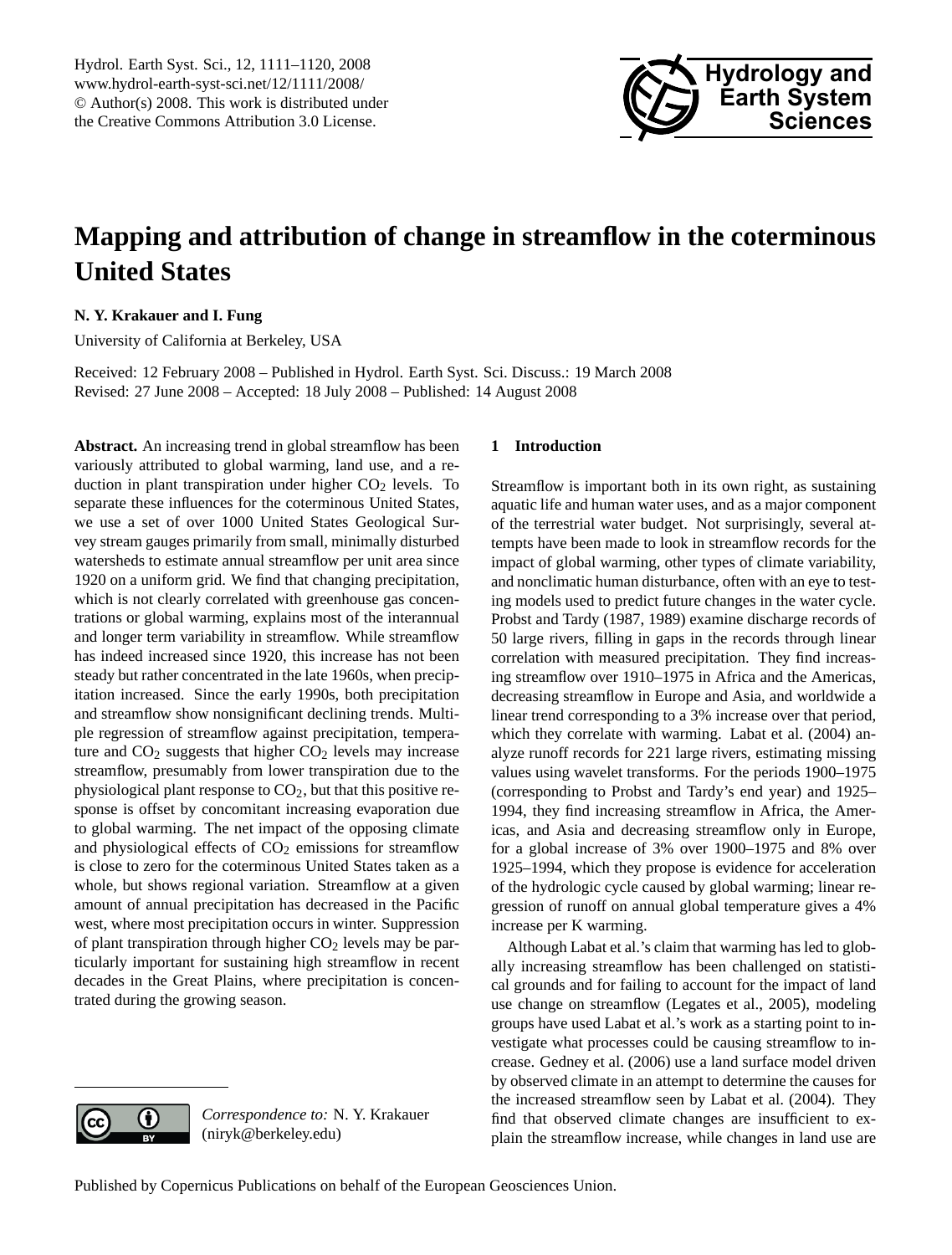# Mapping and attribution of change in streamflow in the coterminous United States

**N. Y. Krakauer and I. Fung**

University of California at Berkeley, USA

Received: 12 February 2008 – Published in Hydrol. Earth Syst. Sci. Discuss.: 19 March 2008
Revised: 27 June 2008 – Accepted: 18 July 2008 – Published: 14 August 2008

**Abstract.** An increasing trend in global streamflow has been variously attributed to global warming, land use, and a reduction in plant transpiration under higher $CO_2$ levels. To separate these influences for the coterminous United States, we use a set of over 1000 United States Geological Survey stream gauges primarily from small, minimally disturbed watersheds to estimate annual streamflow per unit area since 1920 on a uniform grid. We find that changing precipitation, which is not clearly correlated with greenhouse gas concentrations or global warming, explains most of the interannual and longer term variability in streamflow. While streamflow has indeed increased since 1920, this increase has not been steady but rather concentrated in the late 1960s, when precipitation increased. Since the early 1990s, both precipitation and streamflow show nonsignificant declining trends. Multiple regression of streamflow against precipitation, temperature and $CO_2$ suggests that higher $CO_2$ levels may increase streamflow, presumably from lower transpiration due to the physiological plant response to $CO_2$, but that this positive response is offset by concomitant increasing evaporation due to global warming. The net impact of the opposing climate and physiological effects of $CO_2$ emissions for streamflow is close to zero for the coterminous United States taken as a whole, but shows regional variation. Streamflow at a given amount of annual precipitation has decreased in the Pacific west, where most precipitation occurs in winter. Suppression of plant transpiration through higher $CO_2$ levels may be particularly important for sustaining high streamflow in recent decades in the Great Plains, where precipitation is concentrated during the growing season.

## 1 Introduction

Streamflow is important both in its own right, as sustaining aquatic life and human water uses, and as a major component of the terrestrial water budget. Not surprisingly, several attempts have been made to look in streamflow records for the impact of global warming, other types of climate variability, and nonclimatic human disturbance, often with an eye to testing models used to predict future changes in the water cycle. Probst and Tardy (1987, 1989) examine discharge records of 50 large rivers, filling in gaps in the records through linear correlation with measured precipitation. They find increasing streamflow over 1910–1975 in Africa and the Americas, decreasing streamflow in Europe and Asia, and worldwide a linear trend corresponding to a 3% increase over that period, which they correlate with warming. Labat et al. (2004) analyze runoff records for 221 large rivers, estimating missing values using wavelet transforms. For the periods 1900–1975 (corresponding to Probst and Tardy's end year) and 1925–1994, they find increasing streamflow in Africa, the Americas, and Asia and decreasing streamflow only in Europe, for a global increase of 3% over 1900–1975 and 8% over 1925–1994, which they propose is evidence for acceleration of the hydrologic cycle caused by global warming; linear regression of runoff on annual global temperature gives a 4% increase per K warming.

Although Labat et al.'s claim that warming has led to globally increasing streamflow has been challenged on statistical grounds and for failing to account for the impact of land use change on streamflow (Legates et al., 2005), modeling groups have used Labat et al.'s work as a starting point to investigate what processes could be causing streamflow to increase. Gedney et al. (2006) use a land surface model driven by observed climate in an attempt to determine the causes for the increased streamflow seen by Labat et al. (2004). They find that observed climate changes are insufficient to explain the streamflow increase, while changes in land use are

*Correspondence to:* N. Y. Krakauer (niryk@berkeley.edu)

Published by Copernicus Publications on behalf of the European Geosciences Union.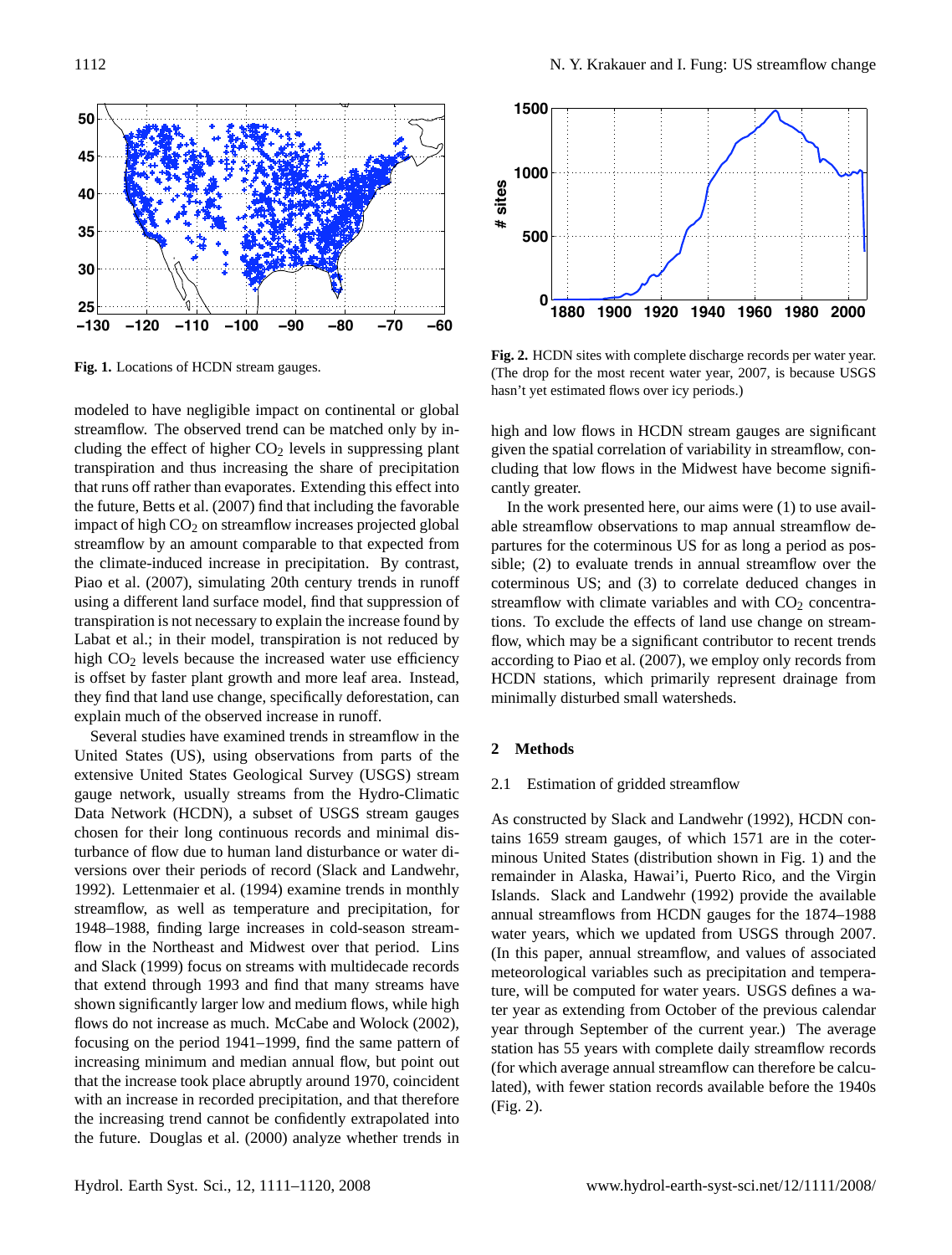Fig. 1. Locations of HCDN stream gauges.

Fig. 2. HCDN sites with complete discharge records per water year. (The drop for the most recent water year, 2007, is because USGS hasn't yet estimated flows over icy periods.)

modeled to have negligible impact on continental or global streamflow. The observed trend can be matched only by including the effect of higher $CO_2$ levels in suppressing plant transpiration and thus increasing the share of precipitation that runs off rather than evaporates. Extending this effect into the future, Betts et al. (2007) find that including the favorable impact of high $CO_2$ on streamflow increases projected global streamflow by an amount comparable to that expected from the climate-induced increase in precipitation. By contrast, Piao et al. (2007), simulating 20th century trends in runoff using a different land surface model, find that suppression of transpiration is not necessary to explain the increase found by Labat et al.; in their model, transpiration is not reduced by high $CO_2$ levels because the increased water use efficiency is offset by faster plant growth and more leaf area. Instead, they find that land use change, specifically deforestation, can explain much of the observed increase in runoff.

Several studies have examined trends in streamflow in the United States (US), using observations from parts of the extensive United States Geological Survey (USGS) stream gauge network, usually streams from the Hydro-Climatic Data Network (HCDN), a subset of USGS stream gauges chosen for their long continuous records and minimal disturbance of flow due to human land disturbance or water diversions over their periods of record (Slack and Landwehr, 1992). Lettenmaier et al. (1994) examine trends in monthly streamflow, as well as temperature and precipitation, for 1948–1988, finding large increases in cold-season streamflow in the Northeast and Midwest over that period. Lins and Slack (1999) focus on streams with multidecade records that extend through 1993 and find that many streams have shown significantly larger low and medium flows, while high flows do not increase as much. McCabe and Wolock (2002), focusing on the period 1941–1999, find the same pattern of increasing minimum and median annual flow, but point out that the increase took place abruptly around 1970, coincident with an increase in recorded precipitation, and that therefore the increasing trend cannot be confidently extrapolated into the future. Douglas et al. (2000) analyze whether trends in high and low flows in HCDN stream gauges are significant given the spatial correlation of variability in streamflow, concluding that low flows in the Midwest have become significantly greater.

In the work presented here, our aims were (1) to use available streamflow observations to map annual streamflow departures for the coterminous US for as long a period as possible; (2) to evaluate trends in annual streamflow over the coterminous US; and (3) to correlate deduced changes in streamflow with climate variables and with $CO_2$ concentrations. To exclude the effects of land use change on streamflow, which may be a significant contributor to recent trends according to Piao et al. (2007), we employ only records from HCDN stations, which primarily represent drainage from minimally disturbed small watersheds.

## 2 Methods

### 2.1 Estimation of gridded streamflow

As constructed by Slack and Landwehr (1992), HCDN contains 1659 stream gauges, of which 1571 are in the coterminous United States (distribution shown in Fig. 1) and the remainder in Alaska, Hawai'i, Puerto Rico, and the Virgin Islands. Slack and Landwehr (1992) provide the available annual streamflows from HCDN gauges for the 1874–1988 water years, which we updated from USGS through 2007. (In this paper, annual streamflow, and values of associated meteorological variables such as precipitation and temperature, will be computed for water years. USGS defines a water year as extending from October of the previous calendar year through September of the current year.) The average station has 55 years with complete daily streamflow records (for which average annual streamflow can therefore be calculated), with fewer station records available before the 1940s (Fig. 2).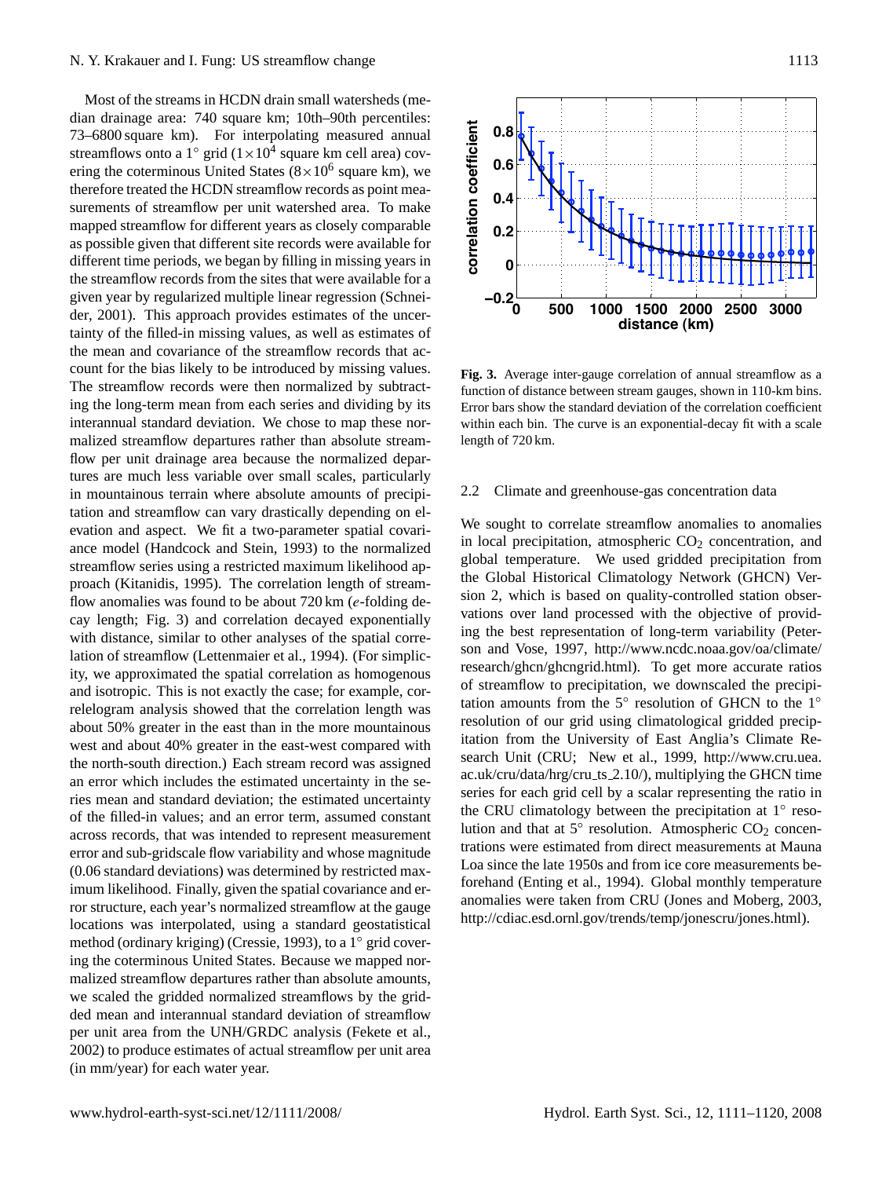Most of the streams in HCDN drain small watersheds (median drainage area: 740 square km; 10th–90th percentiles: 73–6800 square km). For interpolating measured annual streamflows onto a 1° grid ($1\times10^4$ square km cell area) covering the coterminous United States ($8\times10^6$ square km), we therefore treated the HCDN streamflow records as point measurements of streamflow per unit watershed area. To make mapped streamflow for different years as closely comparable as possible given that different site records were available for different time periods, we began by filling in missing years in the streamflow records from the sites that were available for a given year by regularized multiple linear regression (Schneider, 2001). This approach provides estimates of the uncertainty of the filled-in missing values, as well as estimates of the mean and covariance of the streamflow records that account for the bias likely to be introduced by missing values. The streamflow records were then normalized by subtracting the long-term mean from each series and dividing by its interannual standard deviation. We chose to map these normalized streamflow departures rather than absolute streamflow per unit drainage area because the normalized departures are much less variable over small scales, particularly in mountainous terrain where absolute amounts of precipitation and streamflow can vary drastically depending on elevation and aspect. We fit a two-parameter spatial covariance model (Handcock and Stein, 1993) to the normalized streamflow series using a restricted maximum likelihood approach (Kitanidis, 1995). The correlation length of streamflow anomalies was found to be about 720 km ($e$-folding decay length; Fig. 3) and correlation decayed exponentially with distance, similar to other analyses of the spatial correlation of streamflow (Lettenmaier et al., 1994). (For simplicity, we approximated the spatial correlation as homogenous and isotropic. This is not exactly the case; for example, correlogram analysis showed that the correlation length was about 50% greater in the east than in the more mountainous west and about 40% greater in the east-west compared with the north-south direction.) Each stream record was assigned an error which includes the estimated uncertainty in the series mean and standard deviation; the estimated uncertainty of the filled-in values; and an error term, assumed constant across records, that was intended to represent measurement error and sub-gridscale flow variability and whose magnitude (0.06 standard deviations) was determined by restricted maximum likelihood. Finally, given the spatial covariance and error structure, each year's normalized streamflow at the gauge locations was interpolated, using a standard geostatistical method (ordinary kriging) (Cressie, 1993), to a 1° grid covering the coterminous United States. Because we mapped normalized streamflow departures rather than absolute amounts, we scaled the gridded normalized streamflows by the gridded mean and interannual standard deviation of streamflow per unit area from the UNH/GRDC analysis (Fekete et al., 2002) to produce estimates of actual streamflow per unit area (in mm/year) for each water year.

**Fig. 3.** Average inter-gauge correlation of annual streamflow as a function of distance between stream gauges, shown in 110-km bins. Error bars show the standard deviation of the correlation coefficient within each bin. The curve is an exponential-decay fit with a scale length of 720 km.

### 2.2 Climate and greenhouse-gas concentration data

We sought to correlate streamflow anomalies to anomalies in local precipitation, atmospheric $CO_2$ concentration, and global temperature. We used gridded precipitation from the Global Historical Climatology Network (GHCN) Version 2, which is based on quality-controlled station observations over land processed with the objective of providing the best representation of long-term variability (Peterson and Vose, 1997, http://www.ncdc.noaa.gov/oa/climate/research/ghcn/ghcngrid.html). To get more accurate ratios of streamflow to precipitation, we downscaled the precipitation amounts from the 5° resolution of GHCN to the 1° resolution of our grid using climatological gridded precipitation from the University of East Anglia's Climate Research Unit (CRU; New et al., 1999, http://www.cru.uea.ac.uk/cru/data/hrg/cru_ts_2.10/), multiplying the GHCN time series for each grid cell by a scalar representing the ratio in the CRU climatology between the precipitation at 1° resolution and that at 5° resolution. Atmospheric $CO_2$ concentrations were estimated from direct measurements at Mauna Loa since the late 1950s and from ice core measurements beforehand (Enting et al., 1994). Global monthly temperature anomalies were taken from CRU (Jones and Moberg, 2003, http://cdiac.esd.ornl.gov/trends/temp/jonescru/jones.html).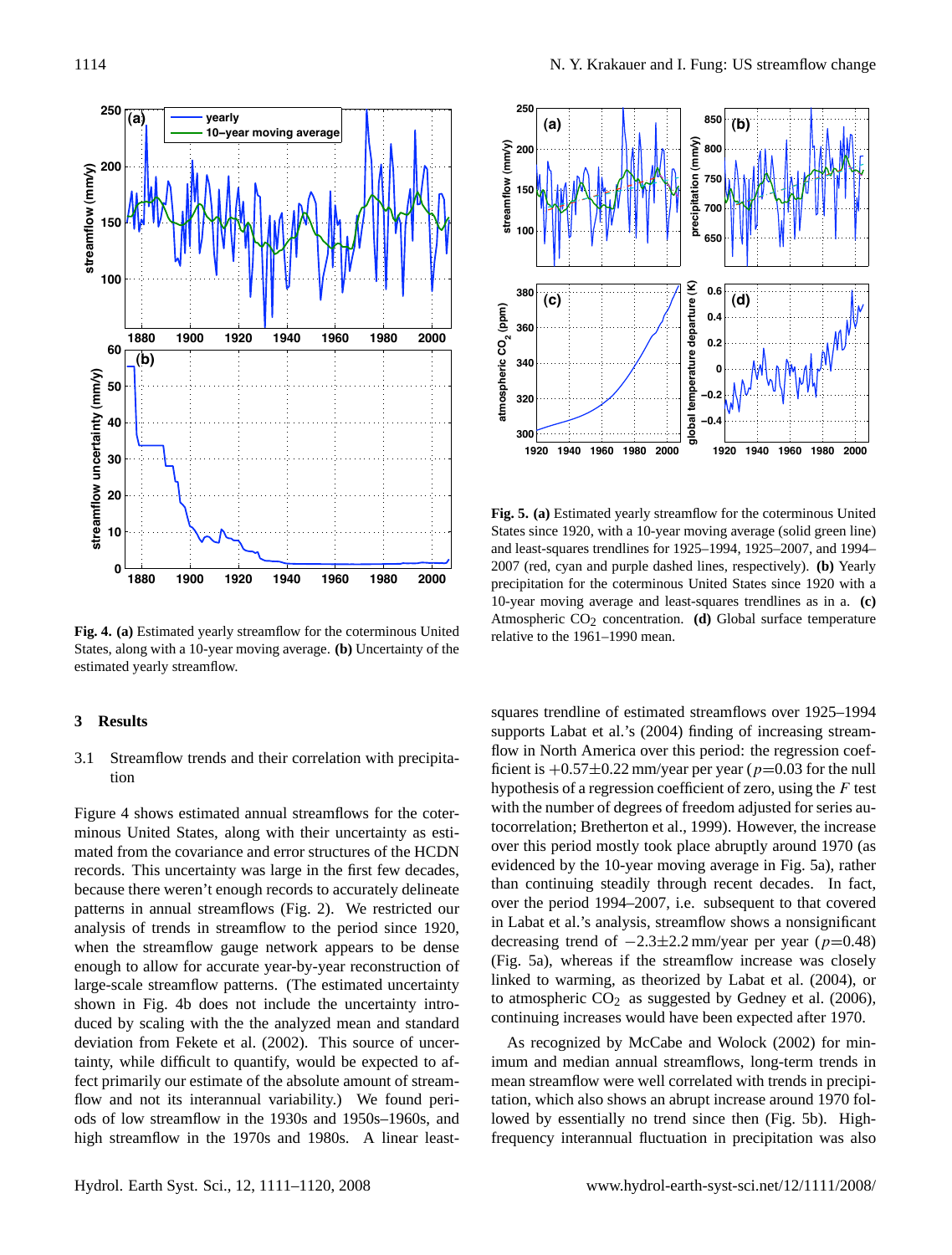Fig. 4. **(a)** Estimated yearly streamflow for the coterminous United States, along with a 10-year moving average. **(b)** Uncertainty of the estimated yearly streamflow.

Fig. 5. **(a)** Estimated yearly streamflow for the coterminous United States since 1920, with a 10-year moving average (solid green line) and least-squares trendlines for 1925–1994, 1925–2007, and 1994–2007 (red, cyan and purple dashed lines, respectively). **(b)** Yearly precipitation for the coterminous United States since 1920 with a 10-year moving average and least-squares trendlines as in a. **(c)** Atmospheric $CO_2$ concentration. **(d)** Global surface temperature relative to the 1961–1990 mean.

## 3 Results

### 3.1 Streamflow trends and their correlation with precipitation

Figure 4 shows estimated annual streamflows for the coterminous United States, along with their uncertainty as estimated from the covariance and error structures of the HCDN records. This uncertainty was large in the first few decades, because there weren't enough records to accurately delineate patterns in annual streamflows (Fig. 2). We restricted our analysis of trends in streamflow to the period since 1920, when the streamflow gauge network appears to be dense enough to allow for accurate year-by-year reconstruction of large-scale streamflow patterns. (The estimated uncertainty shown in Fig. 4b does not include the uncertainty introduced by scaling with the the analyzed mean and standard deviation from Fekete et al. (2002). This source of uncertainty, while difficult to quantify, would be expected to affect primarily our estimate of the absolute amount of streamflow and not its interannual variability.) We found periods of low streamflow in the 1930s and 1950s–1960s, and high streamflow in the 1970s and 1980s. A linear least-squares trendline of estimated streamflows over 1925–1994 supports Labat et al.'s (2004) finding of increasing streamflow in North America over this period: the regression coefficient is $+0.57\pm0.22$ mm/year per year ($p$=0.03 for the null hypothesis of a regression coefficient of zero, using the $F$ test with the number of degrees of freedom adjusted for series autocorrelation; Bretherton et al., 1999). However, the increase over this period mostly took place abruptly around 1970 (as evidenced by the 10-year moving average in Fig. 5a), rather than continuing steadily through recent decades. In fact, over the period 1994–2007, i.e. subsequent to that covered in Labat et al.'s analysis, streamflow shows a nonsignificant decreasing trend of $-2.3\pm2.2$ mm/year per year ($p$=0.48) (Fig. 5a), whereas if the streamflow increase was closely linked to warming, as theorized by Labat et al. (2004), or to atmospheric $CO_2$ as suggested by Gedney et al. (2006), continuing increases would have been expected after 1970.

As recognized by McCabe and Wolock (2002) for minimum and median annual streamflows, long-term trends in mean streamflow were well correlated with trends in precipitation, which also shows an abrupt increase around 1970 followed by essentially no trend since then (Fig. 5b). High-frequency interannual fluctuation in precipitation was also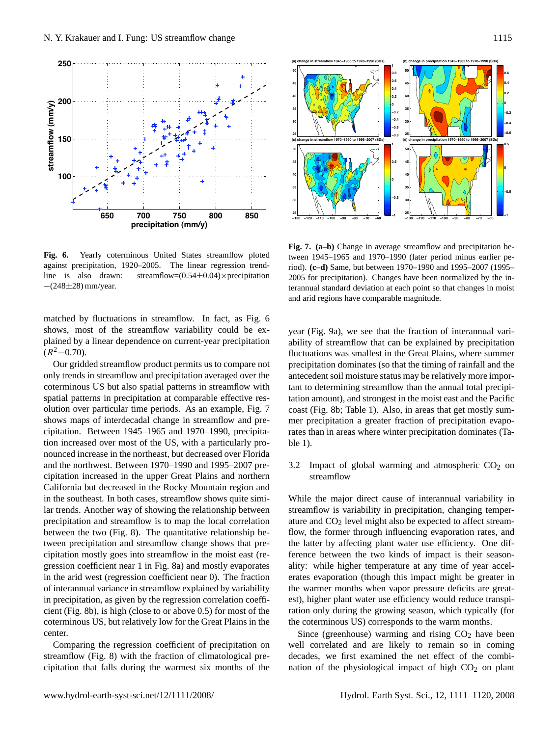**Fig. 6.** Yearly coterminous United States streamflow ploted against precipitation, 1920–2005. The linear regression trendline is also drawn: streamflow=(0.54±0.04)×precipitation −(248±28) mm/year.

**Fig. 7.** **(a–b)** Change in average streamflow and precipitation between 1945–1965 and 1970–1990 (later period minus earlier period). **(c–d)** Same, but between 1970–1990 and 1995–2007 (1995–2005 for precipitation). Changes have been normalized by the interannual standard deviation at each point so that changes in moist and arid regions have comparable magnitude.

matched by fluctuations in streamflow. In fact, as Fig. 6 shows, most of the streamflow variability could be explained by a linear dependence on current-year precipitation ($R^2$=0.70).

Our gridded streamflow product permits us to compare not only trends in streamflow and precipitation averaged over the coterminous US but also spatial patterns in streamflow with spatial patterns in precipitation at comparable effective resolution over particular time periods. As an example, Fig. 7 shows maps of interdecadal change in streamflow and precipitation. Between 1945–1965 and 1970–1990, precipitation increased over most of the US, with a particularly pronounced increase in the northeast, but decreased over Florida and the northwest. Between 1970–1990 and 1995–2007 precipitation increased in the upper Great Plains and northern California but decreased in the Rocky Mountain region and in the southeast. In both cases, streamflow shows quite similar trends. Another way of showing the relationship between precipitation and streamflow is to map the local correlation between the two (Fig. 8). The quantitative relationship between precipitation and streamflow change shows that precipitation mostly goes into streamflow in the moist east (regression coefficient near 1 in Fig. 8a) and mostly evaporates in the arid west (regression coefficient near 0). The fraction of interannual variance in streamflow explained by variability in precipitation, as given by the regression correlation coefficient (Fig. 8b), is high (close to or above 0.5) for most of the coterminous US, but relatively low for the Great Plains in the center.

Comparing the regression coefficient of precipitation on streamflow (Fig. 8) with the fraction of climatological precipitation that falls during the warmest six months of the year (Fig. 9a), we see that the fraction of interannual variability of streamflow that can be explained by precipitation fluctuations was smallest in the Great Plains, where summer precipitation dominates (so that the timing of rainfall and the antecedent soil moisture status may be relatively more important to determining streamflow than the annual total precipitation amount), and strongest in the moist east and the Pacific coast (Fig. 8b; Table 1). Also, in areas that get mostly summer precipitation a greater fraction of precipitation evaporates than in areas where winter precipitation dominates (Table 1).

### 3.2 Impact of global warming and atmospheric $CO_2$ on streamflow

While the major direct cause of interannual variability in streamflow is variability in precipitation, changing temperature and $CO_2$ level might also be expected to affect streamflow, the former through influencing evaporation rates, and the latter by affecting plant water use efficiency. One difference between the two kinds of impact is their seasonality: while higher temperature at any time of year accelerates evaporation (though this impact might be greater in the warmer months when vapor pressure deficits are greatest), higher plant water use efficiency would reduce transpiration only during the growing season, which typically (for the coterminous US) corresponds to the warm months.

Since (greenhouse) warming and rising $CO_2$ have been well correlated and are likely to remain so in coming decades, we first examined the net effect of the combination of the physiological impact of high $CO_2$ on plant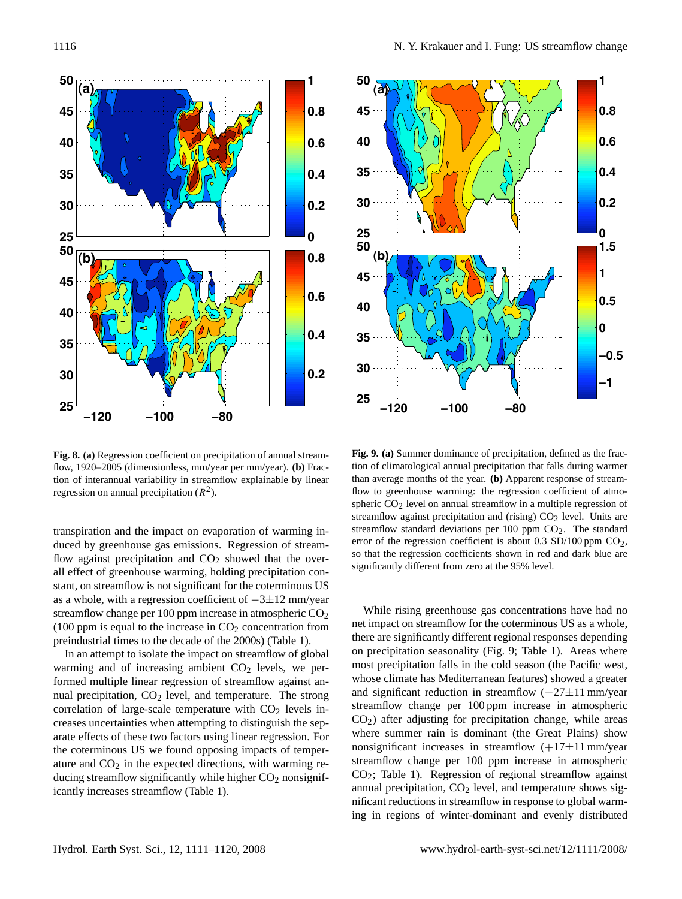**Fig. 8. (a)** Regression coefficient on precipitation of annual streamflow, 1920–2005 (dimensionless, mm/year per mm/year). **(b)** Fraction of interannual variability in streamflow explainable by linear regression on annual precipitation ($R^2$).

**Fig. 9. (a)** Summer dominance of precipitation, defined as the fraction of climatological annual precipitation that falls during warmer than average months of the year. **(b)** Apparent response of streamflow to greenhouse warming: the regression coefficient of atmospheric $CO_2$ level on annual streamflow in a multiple regression of streamflow against precipitation and (rising) $CO_2$ level. Units are streamflow standard deviations per 100 ppm $CO_2$. The standard error of the regression coefficient is about 0.3 SD/100 ppm $CO_2$, so that the regression coefficients shown in red and dark blue are significantly different from zero at the 95% level.

transpiration and the impact on evaporation of warming induced by greenhouse gas emissions. Regression of streamflow against precipitation and $CO_2$ showed that the overall effect of greenhouse warming, holding precipitation constant, on streamflow is not significant for the coterminous US as a whole, with a regression coefficient of $-3\pm12$ mm/year streamflow change per 100 ppm increase in atmospheric $CO_2$ (100 ppm is equal to the increase in $CO_2$ concentration from preindustrial times to the decade of the 2000s) (Table 1).

In an attempt to isolate the impact on streamflow of global warming and of increasing ambient $CO_2$ levels, we performed multiple linear regression of streamflow against annual precipitation, $CO_2$ level, and temperature. The strong correlation of large-scale temperature with $CO_2$ levels increases uncertainties when attempting to distinguish the separate effects of these two factors using linear regression. For the coterminous US we found opposing impacts of temperature and $CO_2$ in the expected directions, with warming reducing streamflow significantly while higher $CO_2$ nonsignificantly increases streamflow (Table 1).

While rising greenhouse gas concentrations have had no net impact on streamflow for the coterminous US as a whole, there are significantly different regional responses depending on precipitation seasonality (Fig. 9; Table 1). Areas where most precipitation falls in the cold season (the Pacific west, whose climate has Mediterranean features) showed a greater and significant reduction in streamflow ($-27\pm11$ mm/year streamflow change per 100 ppm increase in atmospheric $CO_2$) after adjusting for precipitation change, while areas where summer rain is dominant (the Great Plains) show nonsignificant increases in streamflow ($+17\pm11$ mm/year streamflow change per 100 ppm increase in atmospheric $CO_2$; Table 1). Regression of regional streamflow against annual precipitation, $CO_2$ level, and temperature shows significant reductions in streamflow in response to global warming in regions of winter-dominant and evenly distributed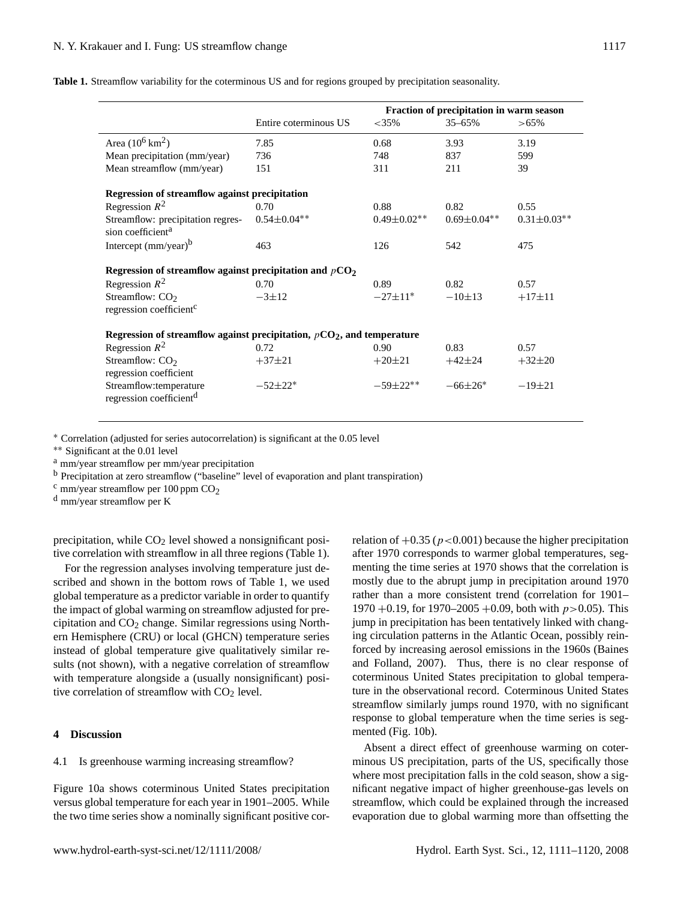**Table 1.** Streamflow variability for the coterminous US and for regions grouped by precipitation seasonality.

| | Entire coterminous US | Fraction of precipitation in warm season <35% | 35–65% | >65% |
|---|---|---|---|---|
| Area ($10^6$ km$^2$) | 7.85 | 0.68 | 3.93 | 3.19 |
| Mean precipitation (mm/year) | 736 | 748 | 837 | 599 |
| Mean streamflow (mm/year) | 151 | 311 | 211 | 39 |
| **Regression of streamflow against precipitation** | | | | |
| Regression $R^2$ | 0.70 | 0.88 | 0.82 | 0.55 |
| Streamflow: precipitation regression coefficient[a] | 0.54±0.04** | 0.49±0.02** | 0.69±0.04** | 0.31±0.03** |
| Intercept (mm/year)[b] | 463 | 126 | 542 | 475 |
| **Regression of streamflow against precipitation and $p\mathrm{CO_2}$** | | | | |
| Regression $R^2$ | 0.70 | 0.89 | 0.82 | 0.57 |
| Streamflow: $CO_2$ regression coefficient[c] | −3±12 | −27±11* | −10±13 | +17±11 |
| **Regression of streamflow against precipitation, $p\mathrm{CO_2}$, and temperature** | | | | |
| Regression $R^2$ | 0.72 | 0.90 | 0.83 | 0.57 |
| Streamflow: $CO_2$ regression coefficient | +37±21 | +20±21 | +42±24 | +32±20 |
| Streamflow:temperature regression coefficient[d] | −52±22* | −59±22** | −66±26* | −19±21 |

* Correlation (adjusted for series autocorrelation) is significant at the 0.05 level
** Significant at the 0.01 level
[a] mm/year streamflow per mm/year precipitation
[b] Precipitation at zero streamflow ("baseline" level of evaporation and plant transpiration)
[c] mm/year streamflow per 100 ppm $CO_2$
[d] mm/year streamflow per K

precipitation, while $CO_2$ level showed a nonsignificant positive correlation with streamflow in all three regions (Table 1).

For the regression analyses involving temperature just described and shown in the bottom rows of Table 1, we used global temperature as a predictor variable in order to quantify the impact of global warming on streamflow adjusted for precipitation and $CO_2$ change. Similar regressions using Northern Hemisphere (CRU) or local (GHCN) temperature series instead of global temperature give qualitatively similar results (not shown), with a negative correlation of streamflow with temperature alongside a (usually nonsignificant) positive correlation of streamflow with $CO_2$ level.

## 4 Discussion

### 4.1 Is greenhouse warming increasing streamflow?

Figure 10a shows coterminous United States precipitation versus global temperature for each year in 1901–2005. While the two time series show a nominally significant positive correlation of +0.35 ($p<0.001$) because the higher precipitation after 1970 corresponds to warmer global temperatures, segmenting the time series at 1970 shows that the correlation is mostly due to the abrupt jump in precipitation around 1970 rather than a more consistent trend (correlation for 1901–1970 +0.19, for 1970–2005 +0.09, both with $p>0.05$). This jump in precipitation has been tentatively linked with changing circulation patterns in the Atlantic Ocean, possibly reinforced by increasing aerosol emissions in the 1960s (Baines and Folland, 2007). Thus, there is no clear response of coterminous United States precipitation to global temperature in the observational record. Coterminous United States streamflow similarly jumps round 1970, with no significant response to global temperature when the time series is segmented (Fig. 10b).

Absent a direct effect of greenhouse warming on coterminous US precipitation, parts of the US, specifically those where most precipitation falls in the cold season, show a significant negative impact of higher greenhouse-gas levels on streamflow, which could be explained through the increased evaporation due to global warming more than offsetting the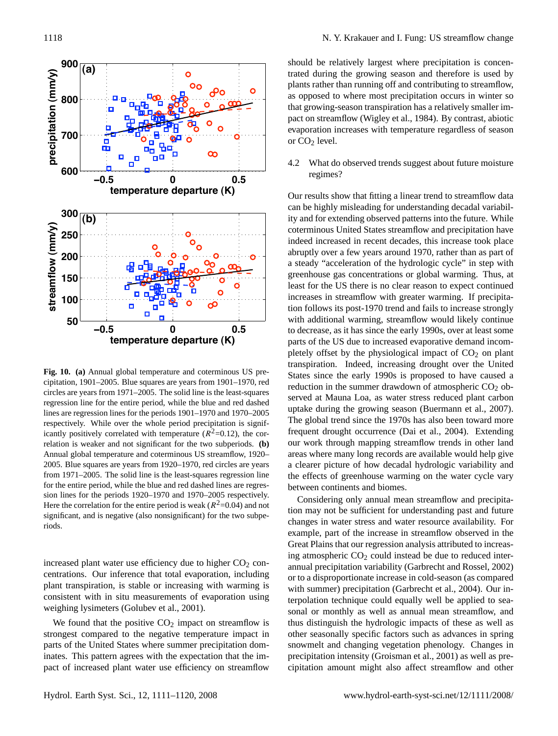**Fig. 10. (a)** Annual global temperature and coterminous US precipitation, 1901–2005. Blue squares are years from 1901–1970, red circles are years from 1971–2005. The solid line is the least-squares regression line for the entire period, while the blue and red dashed lines are regression lines for the periods 1901–1970 and 1970–2005 respectively. While over the whole period precipitation is significantly positively correlated with temperature ($R^2$=0.12), the correlation is weaker and not significant for the two subperiods. **(b)** Annual global temperature and coterminous US streamflow, 1920–2005. Blue squares are years from 1920–1970, red circles are years from 1971–2005. The solid line is the least-squares regression line for the entire period, while the blue and red dashed lines are regression lines for the periods 1920–1970 and 1970–2005 respectively. Here the correlation for the entire period is weak ($R^2$=0.04) and not significant, and is negative (also nonsignificant) for the two subperiods.

increased plant water use efficiency due to higher $CO_2$ concentrations. Our inference that total evaporation, including plant transpiration, is stable or increasing with warming is consistent with in situ measurements of evaporation using weighing lysimeters (Golubev et al., 2001).

We found that the positive $CO_2$ impact on streamflow is strongest compared to the negative temperature impact in parts of the United States where summer precipitation dominates. This pattern agrees with the expectation that the impact of increased plant water use efficiency on streamflow should be relatively largest where precipitation is concentrated during the growing season and therefore is used by plants rather than running off and contributing to streamflow, as opposed to where most precipitation occurs in winter so that growing-season transpiration has a relatively smaller impact on streamflow (Wigley et al., 1984). By contrast, abiotic evaporation increases with temperature regardless of season or $CO_2$ level.

### 4.2 What do observed trends suggest about future moisture regimes?

Our results show that fitting a linear trend to streamflow data can be highly misleading for understanding decadal variability and for extending observed patterns into the future. While coterminous United States streamflow and precipitation have indeed increased in recent decades, this increase took place abruptly over a few years around 1970, rather than as part of a steady "acceleration of the hydrologic cycle" in step with greenhouse gas concentrations or global warming. Thus, at least for the US there is no clear reason to expect continued increases in streamflow with greater warming. If precipitation follows its post-1970 trend and fails to increase strongly with additional warming, streamflow would likely continue to decrease, as it has since the early 1990s, over at least some parts of the US due to increased evaporative demand incompletely offset by the physiological impact of $CO_2$ on plant transpiration. Indeed, increasing drought over the United States since the early 1990s is proposed to have caused a reduction in the summer drawdown of atmospheric $CO_2$ observed at Mauna Loa, as water stress reduced plant carbon uptake during the growing season (Buermann et al., 2007). The global trend since the 1970s has also been toward more frequent drought occurrence (Dai et al., 2004). Extending our work through mapping streamflow trends in other land areas where many long records are available would help give a clearer picture of how decadal hydrologic variability and the effects of greenhouse warming on the water cycle vary between continents and biomes.

Considering only annual mean streamflow and precipitation may not be sufficient for understanding past and future changes in water stress and water resource availability. For example, part of the increase in streamflow observed in the Great Plains that our regression analysis attributed to increasing atmospheric $CO_2$ could instead be due to reduced interannual precipitation variability (Garbrecht and Rossel, 2002) or to a disproportionate increase in cold-season (as compared with summer) precipitation (Garbrecht et al., 2004). Our interpolation technique could equally well be applied to seasonal or monthly as well as annual mean streamflow, and thus distinguish the hydrologic impacts of these as well as other seasonally specific factors such as advances in spring snowmelt and changing vegetation phenology. Changes in precipitation intensity (Groisman et al., 2001) as well as precipitation amount might also affect streamflow and other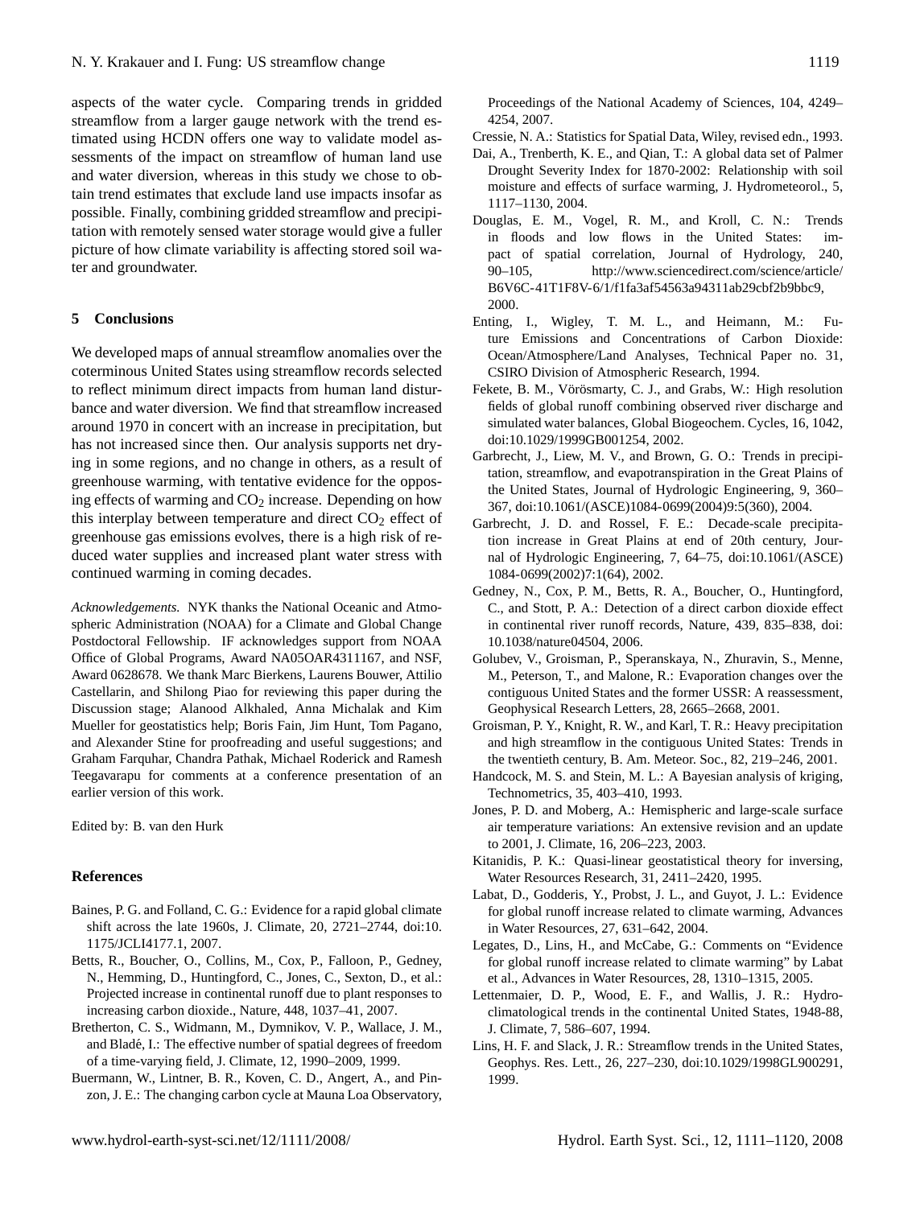aspects of the water cycle. Comparing trends in gridded streamflow from a larger gauge network with the trend estimated using HCDN offers one way to validate model assessments of the impact on streamflow of human land use and water diversion, whereas in this study we chose to obtain trend estimates that exclude land use impacts insofar as possible. Finally, combining gridded streamflow and precipitation with remotely sensed water storage would give a fuller picture of how climate variability is affecting stored soil water and groundwater.

## 5 Conclusions

We developed maps of annual streamflow anomalies over the coterminous United States using streamflow records selected to reflect minimum direct impacts from human land disturbance and water diversion. We find that streamflow increased around 1970 in concert with an increase in precipitation, but has not increased since then. Our analysis supports net drying in some regions, and no change in others, as a result of greenhouse warming, with tentative evidence for the opposing effects of warming and $CO_2$ increase. Depending on how this interplay between temperature and direct $CO_2$ effect of greenhouse gas emissions evolves, there is a high risk of reduced water supplies and increased plant water stress with continued warming in coming decades.

*Acknowledgements.* NYK thanks the National Oceanic and Atmospheric Administration (NOAA) for a Climate and Global Change Postdoctoral Fellowship. IF acknowledges support from NOAA Office of Global Programs, Award NA05OAR4311167, and NSF, Award 0628678. We thank Marc Bierkens, Laurens Bouwer, Attilio Castellarin, and Shilong Piao for reviewing this paper during the Discussion stage; Alanood Alkhaled, Anna Michalak and Kim Mueller for geostatistics help; Boris Fain, Jim Hunt, Tom Pagano, and Alexander Stine for proofreading and useful suggestions; and Graham Farquhar, Chandra Pathak, Michael Roderick and Ramesh Teegavarapu for comments at a conference presentation of an earlier version of this work.

Edited by: B. van den Hurk

## References

Baines, P. G. and Folland, C. G.: Evidence for a rapid global climate shift across the late 1960s, J. Climate, 20, 2721–2744, doi:10.1175/JCLI4177.1, 2007.

Betts, R., Boucher, O., Collins, M., Cox, P., Falloon, P., Gedney, N., Hemming, D., Huntingford, C., Jones, C., Sexton, D., et al.: Projected increase in continental runoff due to plant responses to increasing carbon dioxide., Nature, 448, 1037–41, 2007.

Bretherton, C. S., Widmann, M., Dymnikov, V. P., Wallace, J. M., and Bladé, I.: The effective number of spatial degrees of freedom of a time-varying field, J. Climate, 12, 1990–2009, 1999.

Buermann, W., Lintner, B. R., Koven, C. D., Angert, A., and Pinzon, J. E.: The changing carbon cycle at Mauna Loa Observatory, Proceedings of the National Academy of Sciences, 104, 4249–4254, 2007.

Cressie, N. A.: Statistics for Spatial Data, Wiley, revised edn., 1993.

Dai, A., Trenberth, K. E., and Qian, T.: A global data set of Palmer Drought Severity Index for 1870-2002: Relationship with soil moisture and effects of surface warming, J. Hydrometeorol., 5, 1117–1130, 2004.

Douglas, E. M., Vogel, R. M., and Kroll, C. N.: Trends in floods and low flows in the United States: impact of spatial correlation, Journal of Hydrology, 240, 90–105, http://www.sciencedirect.com/science/article/B6V6C-41T1F8V-6/1/f1fa3af54563a94311ab29cbf2b9bbc9, 2000.

Enting, I., Wigley, T. M. L., and Heimann, M.: Future Emissions and Concentrations of Carbon Dioxide: Ocean/Atmosphere/Land Analyses, Technical Paper no. 31, CSIRO Division of Atmospheric Research, 1994.

Fekete, B. M., Vörösmarty, C. J., and Grabs, W.: High resolution fields of global runoff combining observed river discharge and simulated water balances, Global Biogeochem. Cycles, 16, 1042, doi:10.1029/1999GB001254, 2002.

Garbrecht, J., Liew, M. V., and Brown, G. O.: Trends in precipitation, streamflow, and evapotranspiration in the Great Plains of the United States, Journal of Hydrologic Engineering, 9, 360–367, doi:10.1061/(ASCE)1084-0699(2004)9:5(360), 2004.

Garbrecht, J. D. and Rossel, F. E.: Decade-scale precipitation increase in Great Plains at end of 20th century, Journal of Hydrologic Engineering, 7, 64–75, doi:10.1061/(ASCE)1084-0699(2002)7:1(64), 2002.

Gedney, N., Cox, P. M., Betts, R. A., Boucher, O., Huntingford, C., and Stott, P. A.: Detection of a direct carbon dioxide effect in continental river runoff records, Nature, 439, 835–838, doi:10.1038/nature04504, 2006.

Golubev, V., Groisman, P., Speranskaya, N., Zhuravin, S., Menne, M., Peterson, T., and Malone, R.: Evaporation changes over the contiguous United States and the former USSR: A reassessment, Geophysical Research Letters, 28, 2665–2668, 2001.

Groisman, P. Y., Knight, R. W., and Karl, T. R.: Heavy precipitation and high streamflow in the contiguous United States: Trends in the twentieth century, B. Am. Meteor. Soc., 82, 219–246, 2001.

Handcock, M. S. and Stein, M. L.: A Bayesian analysis of kriging, Technometrics, 35, 403–410, 1993.

Jones, P. D. and Moberg, A.: Hemispheric and large-scale surface air temperature variations: An extensive revision and an update to 2001, J. Climate, 16, 206–223, 2003.

Kitanidis, P. K.: Quasi-linear geostatistical theory for inversing, Water Resources Research, 31, 2411–2420, 1995.

Labat, D., Godderis, Y., Probst, J. L., and Guyot, J. L.: Evidence for global runoff increase related to climate warming, Advances in Water Resources, 27, 631–642, 2004.

Legates, D., Lins, H., and McCabe, G.: Comments on "Evidence for global runoff increase related to climate warming" by Labat et al., Advances in Water Resources, 28, 1310–1315, 2005.

Lettenmaier, D. P., Wood, E. F., and Wallis, J. R.: Hydro-climatological trends in the continental United States, 1948-88, J. Climate, 7, 586–607, 1994.

Lins, H. F. and Slack, J. R.: Streamflow trends in the United States, Geophys. Res. Lett., 26, 227–230, doi:10.1029/1998GL900291, 1999.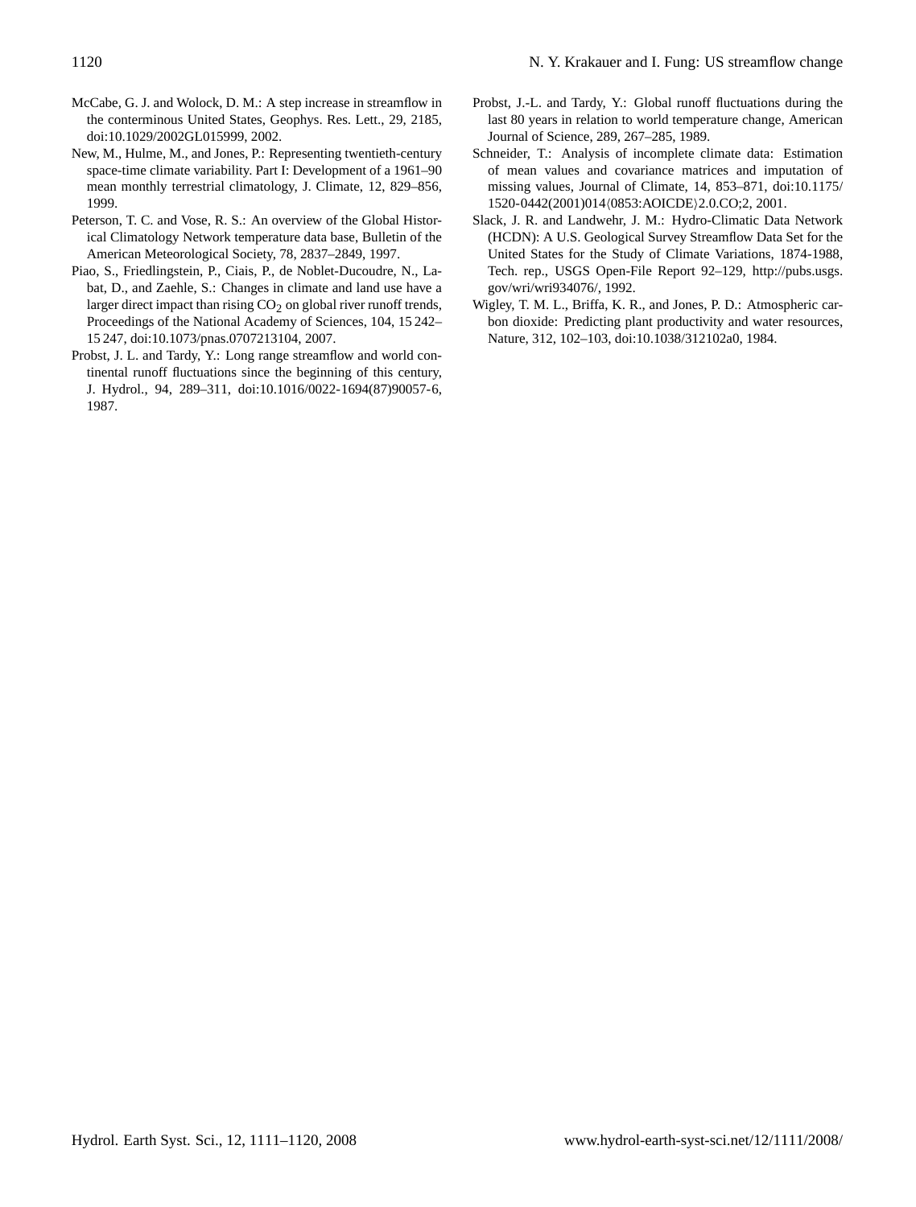McCabe, G. J. and Wolock, D. M.: A step increase in streamflow in the conterminous United States, Geophys. Res. Lett., 29, 2185, doi:10.1029/2002GL015999, 2002.

New, M., Hulme, M., and Jones, P.: Representing twentieth-century space-time climate variability. Part I: Development of a 1961–90 mean monthly terrestrial climatology, J. Climate, 12, 829–856, 1999.

Peterson, T. C. and Vose, R. S.: An overview of the Global Historical Climatology Network temperature data base, Bulletin of the American Meteorological Society, 78, 2837–2849, 1997.

Piao, S., Friedlingstein, P., Ciais, P., de Noblet-Ducoudre, N., Labat, D., and Zaehle, S.: Changes in climate and land use have a larger direct impact than rising $CO_2$ on global river runoff trends, Proceedings of the National Academy of Sciences, 104, 15 242–15 247, doi:10.1073/pnas.0707213104, 2007.

Probst, J. L. and Tardy, Y.: Long range streamflow and world continental runoff fluctuations since the beginning of this century, J. Hydrol., 94, 289–311, doi:10.1016/0022-1694(87)90057-6, 1987.

Probst, J.-L. and Tardy, Y.: Global runoff fluctuations during the last 80 years in relation to world temperature change, American Journal of Science, 289, 267–285, 1989.

Schneider, T.: Analysis of incomplete climate data: Estimation of mean values and covariance matrices and imputation of missing values, Journal of Climate, 14, 853–871, doi:10.1175/1520-0442(2001)014⟨0853:AOICDE⟩2.0.CO;2, 2001.

Slack, J. R. and Landwehr, J. M.: Hydro-Climatic Data Network (HCDN): A U.S. Geological Survey Streamflow Data Set for the United States for the Study of Climate Variations, 1874-1988, Tech. rep., USGS Open-File Report 92–129, http://pubs.usgs.gov/wri/wri934076/, 1992.

Wigley, T. M. L., Briffa, K. R., and Jones, P. D.: Atmospheric carbon dioxide: Predicting plant productivity and water resources, Nature, 312, 102–103, doi:10.1038/312102a0, 1984.